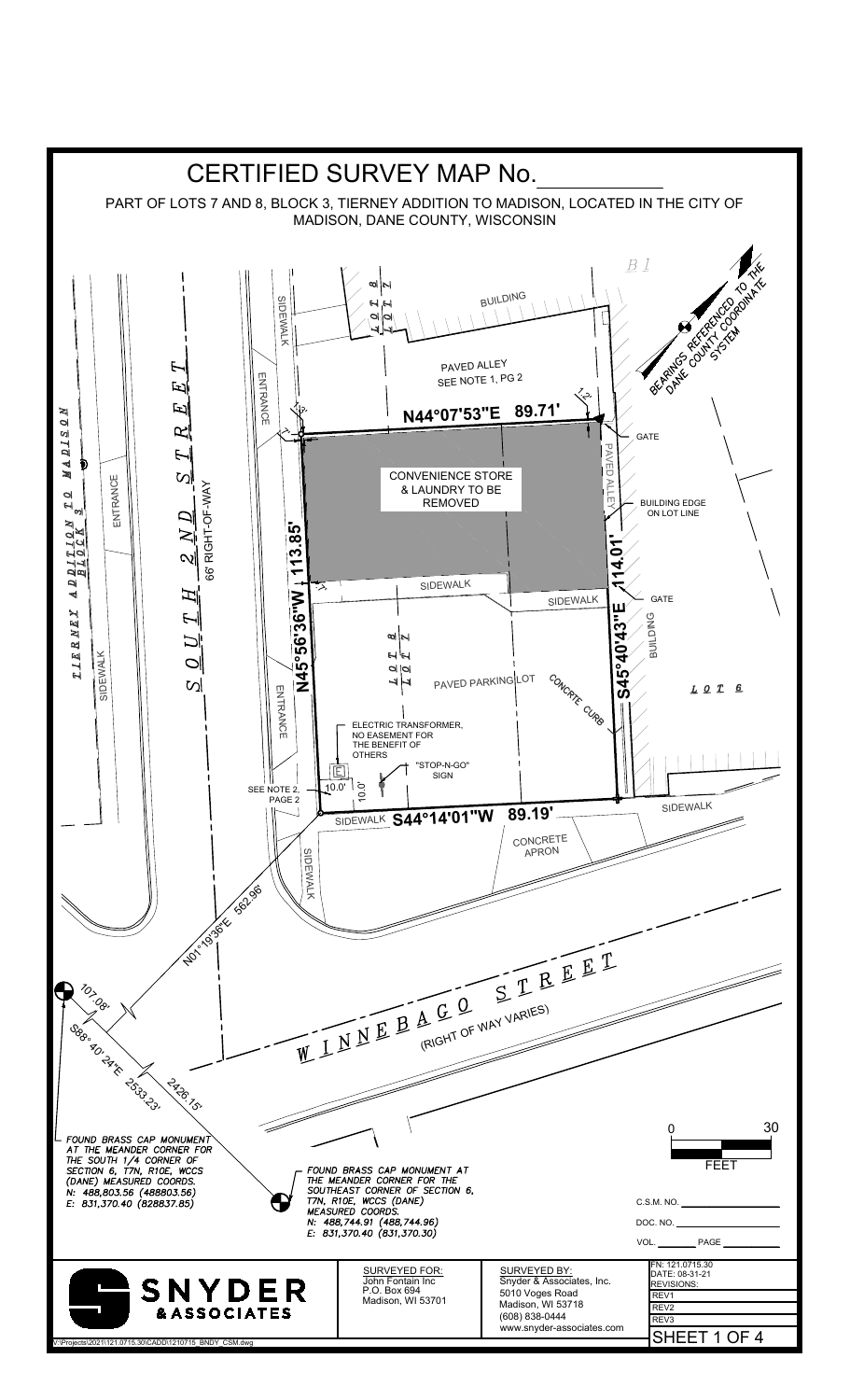# CERTIFIED SURVEY MAP No.\_\_\_\_\_\_\_\_\_\_

PART OF LOTS 7 AND 8, BLOCK 3, TIERNEY ADDITION TO MADISON, LOCATED IN THE CITY OF MADISON, DANE COUNTY, WISCONSIN

BEARINGS REFERENCED TO THE DANE COUNTY COORDINATE SYSTEM

BUILDING

LOT 8
LOT 7

PAVED ALLEY
SEE NOTE 1, PG 2

N44°07'53"E 89.71'

CONVENIENCE STORE & LAUNDRY TO BE REMOVED

N45°56'36"W 113.85'

S45°40'43"E 114.01'

GATE

PAVED ALLEY

BUILDING EDGE ON LOT LINE

GATE

BUILDING

LOT 6

SIDEWALK

LOT 8
LOT 7

PAVED PARKING LOT

CONCRETE CURB

ELECTRIC TRANSFORMER, NO EASEMENT FOR THE BENEFIT OF OTHERS

"STOP-N-GO" SIGN

10.0'

10.0'

SEE NOTE 2, PAGE 2

SIDEWALK S44°14'01"W 89.19'

CONCRETE APRON

SIDEWALK

ENTRANCE

SOUTH 2ND STREET
66' RIGHT-OF-WAY

TIERNEY ADDITION TO MADISON
BLOCK 3

N01°19'36"E 562.96'

107.08'

S88°40'24"E 2533.23'

2426.15'

WINNEBAGO STREET
(RIGHT OF WAY VARIES)

*FOUND BRASS CAP MONUMENT AT THE MEANDER CORNER FOR THE SOUTH 1/4 CORNER OF SECTION 6, T7N, R10E, WCCS (DANE) MEASURED COORDS.*
*N: 488,803.56 (488803.56)*
*E: 831,370.40 (828837.85)*

*FOUND BRASS CAP MONUMENT AT THE MEANDER CORNER FOR THE SOUTHEAST CORNER OF SECTION 6, T7N, R10E, WCCS (DANE) MEASURED COORDS.*
*N: 488,744.91 (488,744.96)*
*E: 831,370.40 (831,370.30)*

0 30
FEET

C.S.M. NO. \_\_\_\_\_\_\_\_\_\_
DOC. NO. \_\_\_\_\_\_\_\_\_\_
VOL. \_\_\_\_\_ PAGE \_\_\_\_\_

SNYDER & ASSOCIATES

SURVEYED FOR:
John Fontain Inc
P.O. Box 694
Madison, WI 53701

SURVEYED BY:
Snyder & Associates, Inc.
5010 Voges Road
Madison, WI 53718
(608) 838-0444
www.snyder-associates.com

FN: 121.0715.30
DATE: 08-31-21
REVISIONS:
REV1
REV2
REV3

SHEET 1 OF 4

V:\Projects\2021\121.0715.30\CADD\1210715_BNDY_CSM.dwg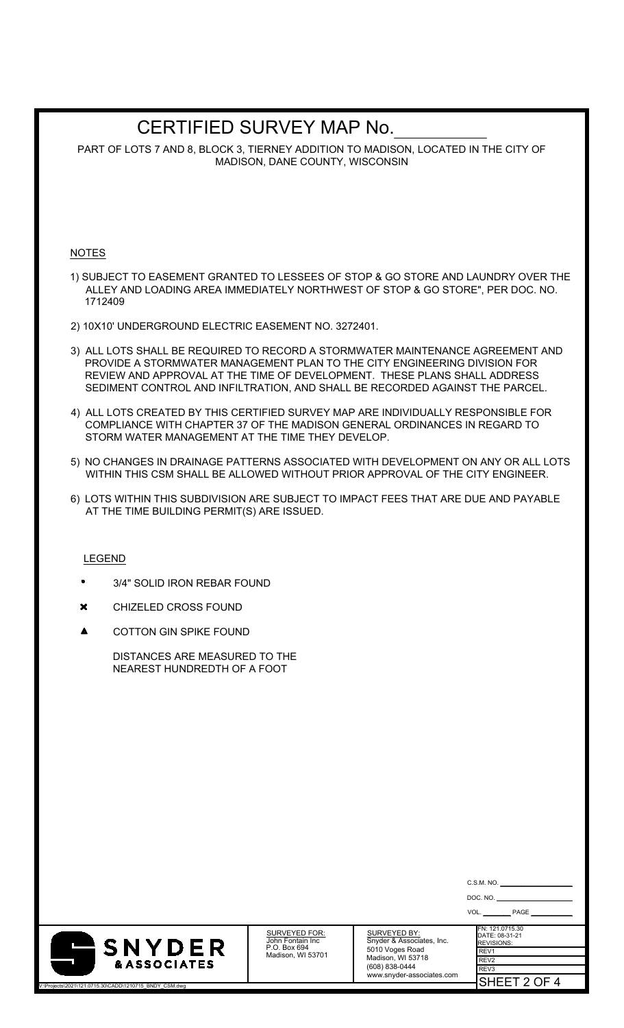# CERTIFIED SURVEY MAP No.__________

PART OF LOTS 7 AND 8, BLOCK 3, TIERNEY ADDITION TO MADISON, LOCATED IN THE CITY OF MADISON, DANE COUNTY, WISCONSIN

## NOTES

1) SUBJECT TO EASEMENT GRANTED TO LESSEES OF STOP & GO STORE AND LAUNDRY OVER THE ALLEY AND LOADING AREA IMMEDIATELY NORTHWEST OF STOP & GO STORE", PER DOC. NO. 1712409

2) 10X10' UNDERGROUND ELECTRIC EASEMENT NO. 3272401.

3) ALL LOTS SHALL BE REQUIRED TO RECORD A STORMWATER MAINTENANCE AGREEMENT AND PROVIDE A STORMWATER MANAGEMENT PLAN TO THE CITY ENGINEERING DIVISION FOR REVIEW AND APPROVAL AT THE TIME OF DEVELOPMENT. THESE PLANS SHALL ADDRESS SEDIMENT CONTROL AND INFILTRATION, AND SHALL BE RECORDED AGAINST THE PARCEL.

4) ALL LOTS CREATED BY THIS CERTIFIED SURVEY MAP ARE INDIVIDUALLY RESPONSIBLE FOR COMPLIANCE WITH CHAPTER 37 OF THE MADISON GENERAL ORDINANCES IN REGARD TO STORM WATER MANAGEMENT AT THE TIME THEY DEVELOP.

5) NO CHANGES IN DRAINAGE PATTERNS ASSOCIATED WITH DEVELOPMENT ON ANY OR ALL LOTS WITHIN THIS CSM SHALL BE ALLOWED WITHOUT PRIOR APPROVAL OF THE CITY ENGINEER.

6) LOTS WITHIN THIS SUBDIVISION ARE SUBJECT TO IMPACT FEES THAT ARE DUE AND PAYABLE AT THE TIME BUILDING PERMIT(S) ARE ISSUED.

## LEGEND

- • 3/4" SOLID IRON REBAR FOUND
- ✖ CHIZELED CROSS FOUND
- ▲ COTTON GIN SPIKE FOUND

DISTANCES ARE MEASURED TO THE NEAREST HUNDREDTH OF A FOOT

C.S.M. NO. __________

DOC. NO. __________

VOL. ______ PAGE ______

SNYDER & ASSOCIATES

SURVEYED FOR:
John Fontain Inc
P.O. Box 694
Madison, WI 53701

SURVEYED BY:
Snyder & Associates, Inc.
5010 Voges Road
Madison, WI 53718
(608) 838-0444
www.snyder-associates.com

FN: 121.0715.30
DATE: 08-31-21
REVISIONS:
REV1
REV2
REV3

SHEET 2 OF 4

V:\Projects\2021\121.0715.30\CADD\1210715_BNDY_CSM.dwg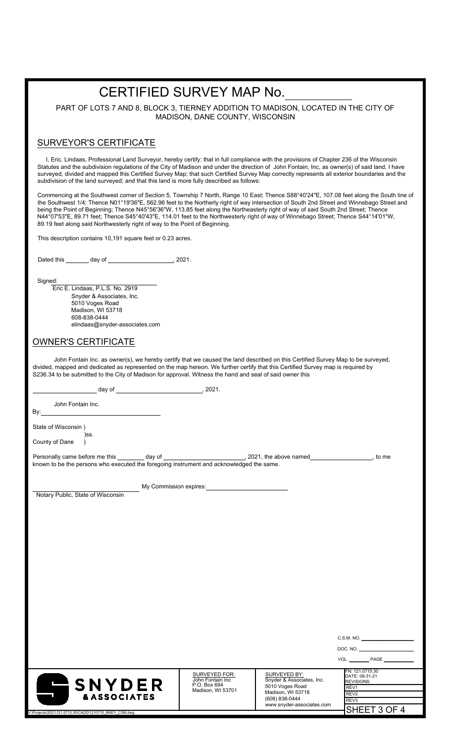# CERTIFIED SURVEY MAP No.\_\_\_\_\_\_\_\_\_\_

PART OF LOTS 7 AND 8, BLOCK 3, TIERNEY ADDITION TO MADISON, LOCATED IN THE CITY OF MADISON, DANE COUNTY, WISCONSIN

## SURVEYOR'S CERTIFICATE

I, Eric. Lindaas, Professional Land Surveyor, hereby certify: that in full compliance with the provisions of Chapter 236 of the Wisconsin Statutes and the subdivision regulations of the City of Madison and under the direction of John Fontain, Inc, as owner(s) of said land, I have surveyed, divided and mapped this Certified Survey Map; that such Certified Survey Map correctly represents all exterior boundaries and the subdivision of the land surveyed; and that this land is more fully described as follows:

Commencing at the Southwest corner of Section 5, Township 7 North, Range 10 East; Thence S88°40'24"E, 107.08 feet along the South line of the Southwest 1/4; Thence N01°19'36"E, 562.96 feet to the Northerly right of way intersection of South 2nd Street and Winnebago Street and being the Point of Beginning; Thence N45°56'36"W, 113.85 feet along the Northeasterly right of way of said South 2nd Street; Thence N44°07'53"E, 89.71 feet; Thence S45°40'43"E, 114.01 feet to the Northwesterly right of way of Winnebago Street; Thence S44°14'01"W, 89.19 feet along said Northwesterly right of way to the Point of Beginning.

This description contains 10,191 square feet or 0.23 acres.

Dated this \_\_\_\_\_\_\_ day of \_\_\_\_\_\_\_\_\_\_\_\_\_\_\_\_\_\_, 2021.

Signed: \_\_\_\_\_\_\_\_\_\_\_\_\_\_\_\_\_\_\_\_\_\_\_\_

Eric E. Lindaas, P.L.S. No. 2919
Snyder & Associates, Inc.
5010 Voges Road
Madison, WI 53718
608-838-0444
elindaas@snyder-associates.com

## OWNER'S CERTIFICATE

John Fontain Inc. as owner(s), we hereby certify that we caused the land described on this Certified Survey Map to be surveyed, divided, mapped and dedicated as represented on the map hereon. We further certify that this Certified Survey map is required by S236.34 to be submitted to the City of Madison for approval. Witness the hand and seal of said owner this

\_\_\_\_\_\_\_\_\_\_\_\_\_\_\_\_\_\_ day of \_\_\_\_\_\_\_\_\_\_\_\_\_\_\_\_\_\_\_\_\_\_\_\_, 2021.

John Fontain Inc.

By: \_\_\_\_\_\_\_\_\_\_\_\_\_\_\_\_\_\_\_\_\_\_\_\_\_\_\_\_\_\_

State of Wisconsin )
)ss.
County of Dane )

Personally came before me this \_\_\_\_\_\_\_\_ day of \_\_\_\_\_\_\_\_\_\_\_\_\_\_\_\_\_\_\_\_\_\_\_\_, 2021, the above named \_\_\_\_\_\_\_\_\_\_\_\_\_\_\_\_\_\_, to me known to be the persons who executed the foregoing instrument and acknowledged the same.

\_\_\_\_\_\_\_\_\_\_\_\_\_\_\_\_\_\_\_\_\_\_\_\_\_\_\_\_\_\_ My Commission expires: \_\_\_\_\_\_\_\_\_\_\_\_\_\_\_\_\_\_\_\_\_\_\_\_

Notary Public, State of Wisconsin

C.S.M. NO. \_\_\_\_\_\_\_\_\_\_\_\_\_\_\_\_

DOC. NO. \_\_\_\_\_\_\_\_\_\_\_\_\_\_\_\_

VOL. \_\_\_\_\_\_\_ PAGE \_\_\_\_\_\_\_\_\_\_

SNYDER & ASSOCIATES

SURVEYED FOR:
John Fontain Inc
P.O. Box 694
Madison, WI 53701

SURVEYED BY:
Snyder & Associates, Inc.
5010 Voges Road
Madison, WI 53718
(608) 838-0444
www.snyder-associates.com

FN: 121.0715.30
DATE: 08-31-21
REVISIONS:
REV1
REV2
REV3

V:\Projects\2021\121.0715.30\CADD\1210715_BNDY_CSM.dwg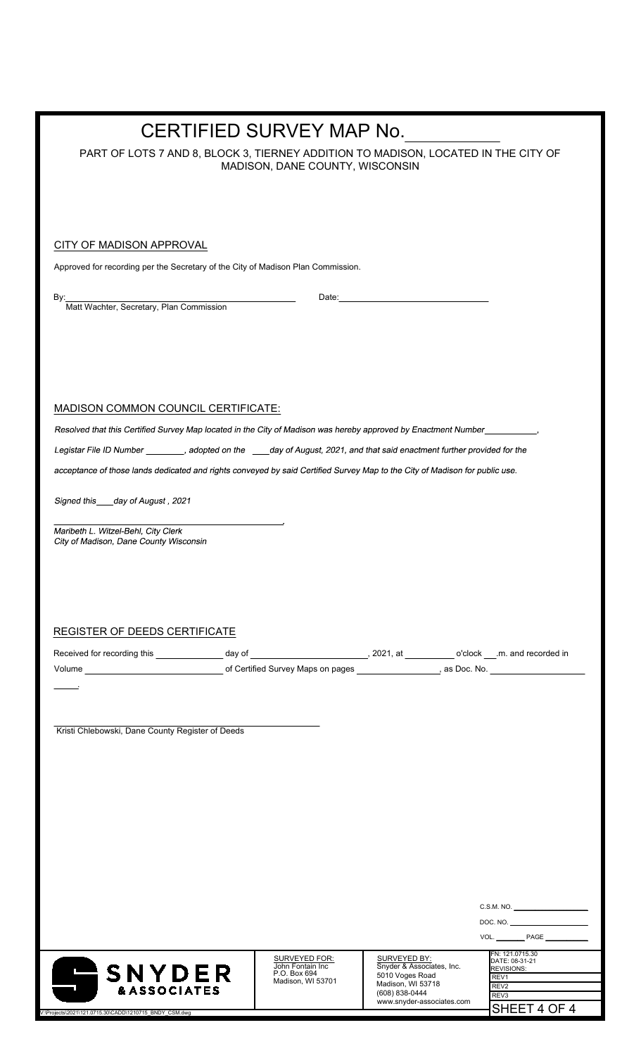# CERTIFIED SURVEY MAP No.__________

PART OF LOTS 7 AND 8, BLOCK 3, TIERNEY ADDITION TO MADISON, LOCATED IN THE CITY OF MADISON, DANE COUNTY, WISCONSIN

## CITY OF MADISON APPROVAL

Approved for recording per the Secretary of the City of Madison Plan Commission.

By:_______________________________________ Date:_______________________

Matt Wachter, Secretary, Plan Commission

## MADISON COMMON COUNCIL CERTIFICATE:

*Resolved that this Certified Survey Map located in the City of Madison was hereby approved by Enactment Number__________,*

*Legistar File ID Number ________, adopted on the ____day of August, 2021, and that said enactment further provided for the*

*acceptance of those lands dedicated and rights conveyed by said Certified Survey Map to the City of Madison for public use.*

*Signed this____day of August , 2021*

_______________________________________,

*Maribeth L. Witzel-Behl, City Clerk*
*City of Madison, Dane County Wisconsin*

## REGISTER OF DEEDS CERTIFICATE

Received for recording this ____________ day of ____________________, 2021, at __________ o'clock ___.m. and recorded in Volume ________________________ of Certified Survey Maps on pages ______________, as Doc. No. __________________ _____.

_______________________________________

Kristi Chlebowski, Dane County Register of Deeds

C.S.M. NO. ______________

DOC. NO. ______________

VOL. ______ PAGE ________

SNYDER & ASSOCIATES

SURVEYED FOR:
John Fontain Inc
P.O. Box 694
Madison, WI 53701

SURVEYED BY:
Snyder & Associates, Inc.
5010 Voges Road
Madison, WI 53718
(608) 838-0444
www.snyder-associates.com

FN: 121.0715.30
DATE: 08-31-21
REVISIONS:
REV1
REV2
REV3

SHEET 4 OF 4

V:\Projects\2021\121.0715.30\CADD\1210715_BNDY_CSM.dwg